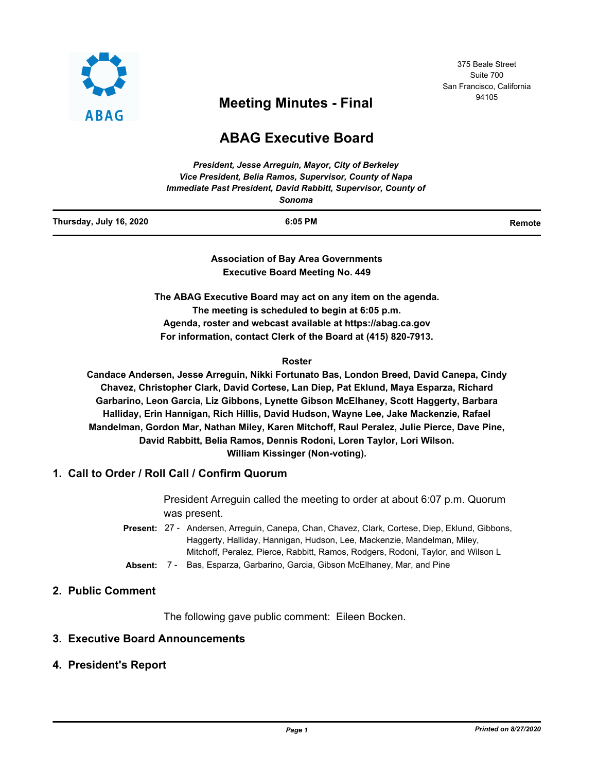ABAG

375 Beale Street
Suite 700
San Francisco, California
94105

# Meeting Minutes - Final

# ABAG Executive Board

*President, Jesse Arreguin, Mayor, City of Berkeley*
*Vice President, Belia Ramos, Supervisor, County of Napa*
*Immediate Past President, David Rabbitt, Supervisor, County of Sonoma*

| | | |
|---|---|---|
| **Thursday, July 16, 2020** | **6:05 PM** | **Remote** |

**Association of Bay Area Governments**
**Executive Board Meeting No. 449**

**The ABAG Executive Board may act on any item on the agenda.**
**The meeting is scheduled to begin at 6:05 p.m.**
**Agenda, roster and webcast available at https://abag.ca.gov**
**For information, contact Clerk of the Board at (415) 820-7913.**

**Roster**

**Candace Andersen, Jesse Arreguin, Nikki Fortunato Bas, London Breed, David Canepa, Cindy Chavez, Christopher Clark, David Cortese, Lan Diep, Pat Eklund, Maya Esparza, Richard Garbarino, Leon Garcia, Liz Gibbons, Lynette Gibson McElhaney, Scott Haggerty, Barbara Halliday, Erin Hannigan, Rich Hillis, David Hudson, Wayne Lee, Jake Mackenzie, Rafael Mandelman, Gordon Mar, Nathan Miley, Karen Mitchoff, Raul Peralez, Julie Pierce, Dave Pine, David Rabbitt, Belia Ramos, Dennis Rodoni, Loren Taylor, Lori Wilson.**
**William Kissinger (Non-voting).**

## 1. Call to Order / Roll Call / Confirm Quorum

President Arreguin called the meeting to order at about 6:07 p.m. Quorum was present.

**Present:** 27 - Andersen, Arreguin, Canepa, Chan, Chavez, Clark, Cortese, Diep, Eklund, Gibbons, Haggerty, Halliday, Hannigan, Hudson, Lee, Mackenzie, Mandelman, Miley, Mitchoff, Peralez, Pierce, Rabbitt, Ramos, Rodgers, Rodoni, Taylor, and Wilson L

**Absent:** 7 - Bas, Esparza, Garbarino, Garcia, Gibson McElhaney, Mar, and Pine

## 2. Public Comment

The following gave public comment: Eileen Bocken.

## 3. Executive Board Announcements

## 4. President's Report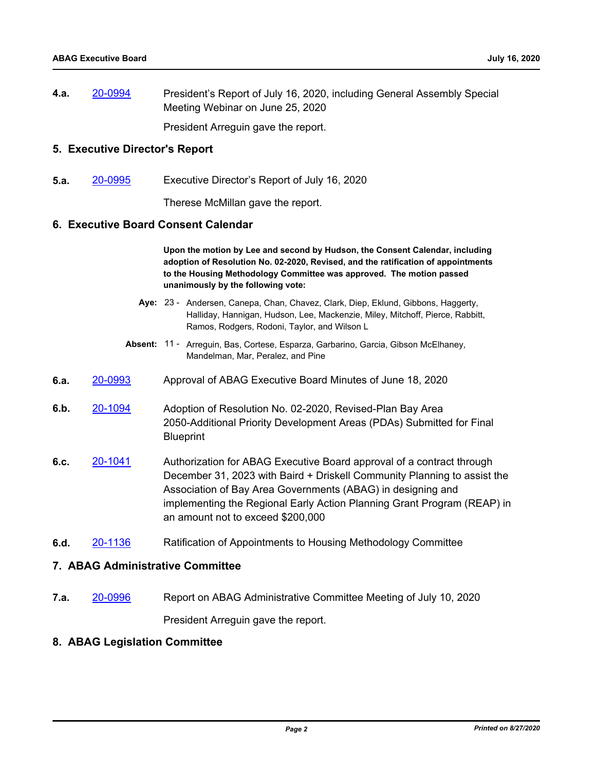**4.a.** 20-0994 President's Report of July 16, 2020, including General Assembly Special Meeting Webinar on June 25, 2020

President Arreguin gave the report.

## 5. Executive Director's Report

**5.a.** 20-0995 Executive Director's Report of July 16, 2020

Therese McMillan gave the report.

## 6. Executive Board Consent Calendar

**Upon the motion by Lee and second by Hudson, the Consent Calendar, including adoption of Resolution No. 02-2020, Revised, and the ratification of appointments to the Housing Methodology Committee was approved. The motion passed unanimously by the following vote:**

**Aye:** 23 - Andersen, Canepa, Chan, Chavez, Clark, Diep, Eklund, Gibbons, Haggerty, Halliday, Hannigan, Hudson, Lee, Mackenzie, Miley, Mitchoff, Pierce, Rabbitt, Ramos, Rodgers, Rodoni, Taylor, and Wilson L

**Absent:** 11 - Arreguin, Bas, Cortese, Esparza, Garbarino, Garcia, Gibson McElhaney, Mandelman, Mar, Peralez, and Pine

**6.a.** 20-0993 Approval of ABAG Executive Board Minutes of June 18, 2020

**6.b.** 20-1094 Adoption of Resolution No. 02-2020, Revised-Plan Bay Area 2050-Additional Priority Development Areas (PDAs) Submitted for Final Blueprint

**6.c.** 20-1041 Authorization for ABAG Executive Board approval of a contract through December 31, 2023 with Baird + Driskell Community Planning to assist the Association of Bay Area Governments (ABAG) in designing and implementing the Regional Early Action Planning Grant Program (REAP) in an amount not to exceed $200,000

**6.d.** 20-1136 Ratification of Appointments to Housing Methodology Committee

## 7. ABAG Administrative Committee

**7.a.** 20-0996 Report on ABAG Administrative Committee Meeting of July 10, 2020

President Arreguin gave the report.

## 8. ABAG Legislation Committee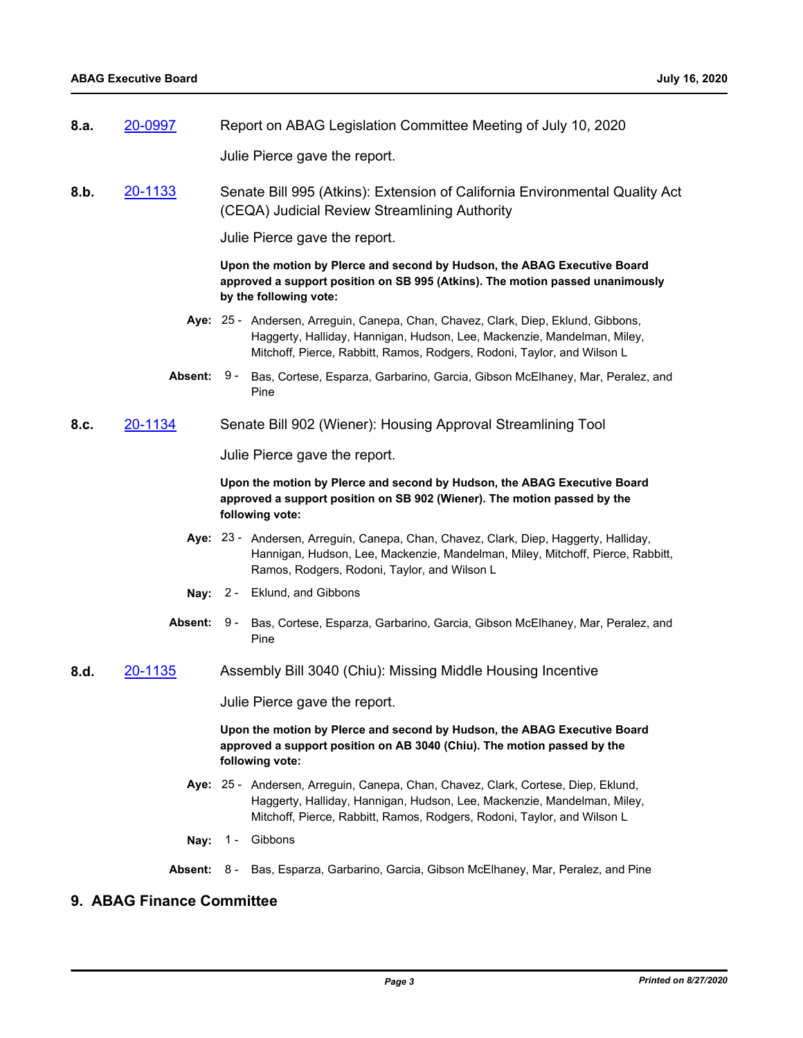**8.a.** [20-0997] Report on ABAG Legislation Committee Meeting of July 10, 2020

Julie Pierce gave the report.

**8.b.** [20-1133] Senate Bill 995 (Atkins): Extension of California Environmental Quality Act (CEQA) Judicial Review Streamlining Authority

Julie Pierce gave the report.

**Upon the motion by PIerce and second by Hudson, the ABAG Executive Board approved a support position on SB 995 (Atkins). The motion passed unanimously by the following vote:**

**Aye:** 25 - Andersen, Arreguin, Canepa, Chan, Chavez, Clark, Diep, Eklund, Gibbons, Haggerty, Halliday, Hannigan, Hudson, Lee, Mackenzie, Mandelman, Miley, Mitchoff, Pierce, Rabbitt, Ramos, Rodgers, Rodoni, Taylor, and Wilson L

**Absent:** 9 - Bas, Cortese, Esparza, Garbarino, Garcia, Gibson McElhaney, Mar, Peralez, and Pine

**8.c.** [20-1134] Senate Bill 902 (Wiener): Housing Approval Streamlining Tool

Julie Pierce gave the report.

**Upon the motion by PIerce and second by Hudson, the ABAG Executive Board approved a support position on SB 902 (Wiener). The motion passed by the following vote:**

**Aye:** 23 - Andersen, Arreguin, Canepa, Chan, Chavez, Clark, Diep, Haggerty, Halliday, Hannigan, Hudson, Lee, Mackenzie, Mandelman, Miley, Mitchoff, Pierce, Rabbitt, Ramos, Rodgers, Rodoni, Taylor, and Wilson L

**Nay:** 2 - Eklund, and Gibbons

**Absent:** 9 - Bas, Cortese, Esparza, Garbarino, Garcia, Gibson McElhaney, Mar, Peralez, and Pine

**8.d.** [20-1135] Assembly Bill 3040 (Chiu): Missing Middle Housing Incentive

Julie Pierce gave the report.

**Upon the motion by PIerce and second by Hudson, the ABAG Executive Board approved a support position on AB 3040 (Chiu). The motion passed by the following vote:**

**Aye:** 25 - Andersen, Arreguin, Canepa, Chan, Chavez, Clark, Cortese, Diep, Eklund, Haggerty, Halliday, Hannigan, Hudson, Lee, Mackenzie, Mandelman, Miley, Mitchoff, Pierce, Rabbitt, Ramos, Rodgers, Rodoni, Taylor, and Wilson L

**Nay:** 1 - Gibbons

**Absent:** 8 - Bas, Esparza, Garbarino, Garcia, Gibson McElhaney, Mar, Peralez, and Pine

## 9. ABAG Finance Committee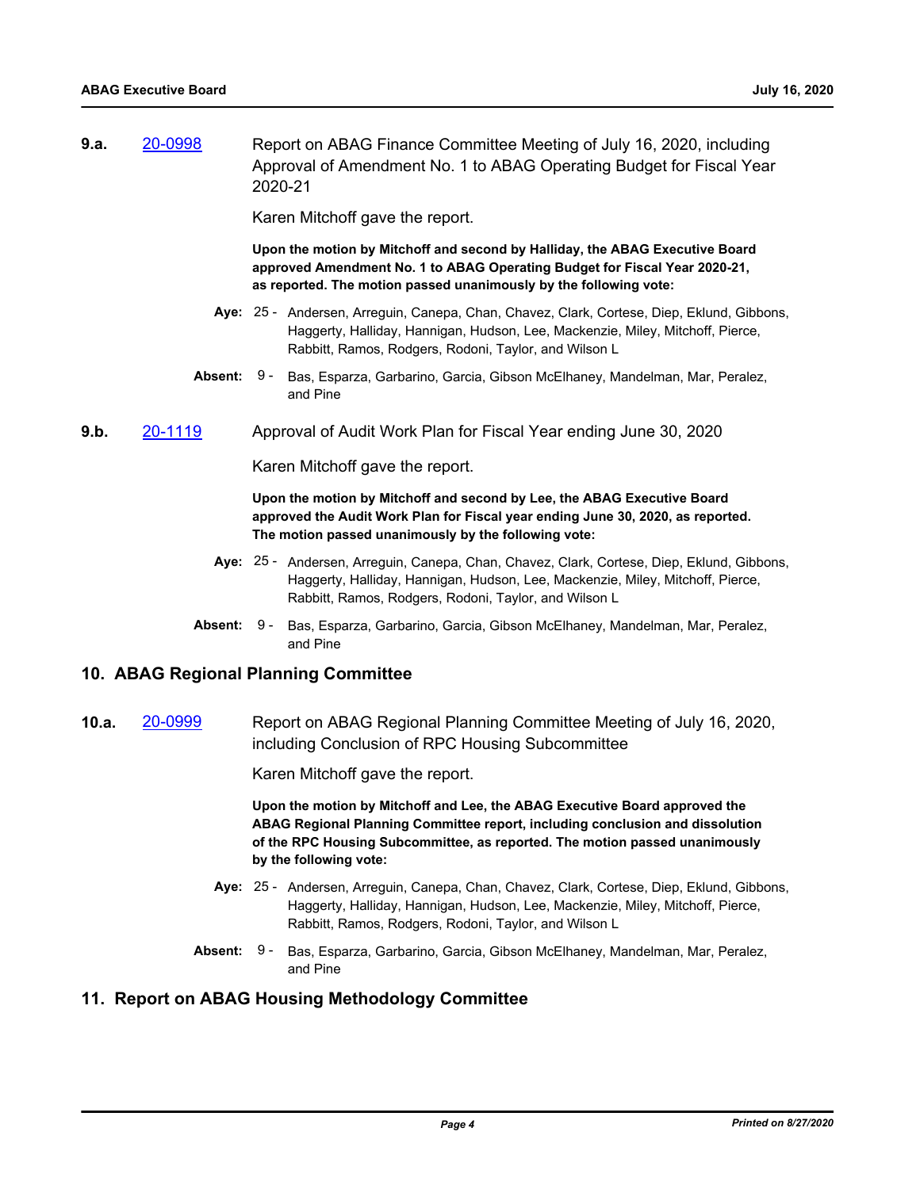**9.a.** [20-0998] Report on ABAG Finance Committee Meeting of July 16, 2020, including Approval of Amendment No. 1 to ABAG Operating Budget for Fiscal Year 2020-21

Karen Mitchoff gave the report.

**Upon the motion by Mitchoff and second by Halliday, the ABAG Executive Board approved Amendment No. 1 to ABAG Operating Budget for Fiscal Year 2020-21, as reported. The motion passed unanimously by the following vote:**

**Aye:** 25 - Andersen, Arreguin, Canepa, Chan, Chavez, Clark, Cortese, Diep, Eklund, Gibbons, Haggerty, Halliday, Hannigan, Hudson, Lee, Mackenzie, Miley, Mitchoff, Pierce, Rabbitt, Ramos, Rodgers, Rodoni, Taylor, and Wilson L

**Absent:** 9 - Bas, Esparza, Garbarino, Garcia, Gibson McElhaney, Mandelman, Mar, Peralez, and Pine

**9.b.** [20-1119] Approval of Audit Work Plan for Fiscal Year ending June 30, 2020

Karen Mitchoff gave the report.

**Upon the motion by Mitchoff and second by Lee, the ABAG Executive Board approved the Audit Work Plan for Fiscal year ending June 30, 2020, as reported. The motion passed unanimously by the following vote:**

**Aye:** 25 - Andersen, Arreguin, Canepa, Chan, Chavez, Clark, Cortese, Diep, Eklund, Gibbons, Haggerty, Halliday, Hannigan, Hudson, Lee, Mackenzie, Miley, Mitchoff, Pierce, Rabbitt, Ramos, Rodgers, Rodoni, Taylor, and Wilson L

**Absent:** 9 - Bas, Esparza, Garbarino, Garcia, Gibson McElhaney, Mandelman, Mar, Peralez, and Pine

## 10. ABAG Regional Planning Committee

**10.a.** [20-0999] Report on ABAG Regional Planning Committee Meeting of July 16, 2020, including Conclusion of RPC Housing Subcommittee

Karen Mitchoff gave the report.

**Upon the motion by Mitchoff and Lee, the ABAG Executive Board approved the ABAG Regional Planning Committee report, including conclusion and dissolution of the RPC Housing Subcommittee, as reported. The motion passed unanimously by the following vote:**

**Aye:** 25 - Andersen, Arreguin, Canepa, Chan, Chavez, Clark, Cortese, Diep, Eklund, Gibbons, Haggerty, Halliday, Hannigan, Hudson, Lee, Mackenzie, Miley, Mitchoff, Pierce, Rabbitt, Ramos, Rodgers, Rodoni, Taylor, and Wilson L

**Absent:** 9 - Bas, Esparza, Garbarino, Garcia, Gibson McElhaney, Mandelman, Mar, Peralez, and Pine

## 11. Report on ABAG Housing Methodology Committee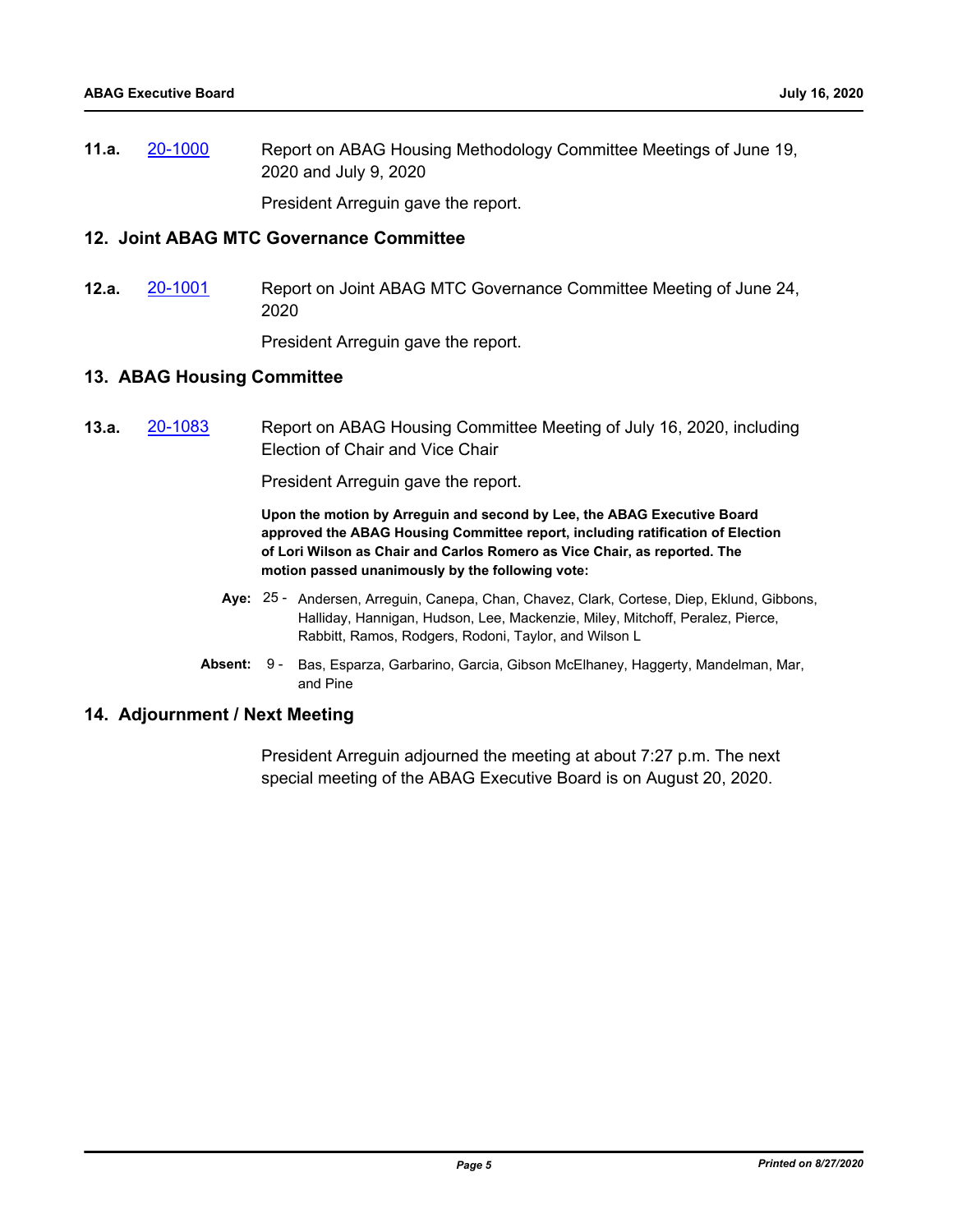**11.a.** 20-1000 Report on ABAG Housing Methodology Committee Meetings of June 19, 2020 and July 9, 2020

President Arreguin gave the report.

## 12. Joint ABAG MTC Governance Committee

**12.a.** 20-1001 Report on Joint ABAG MTC Governance Committee Meeting of June 24, 2020

President Arreguin gave the report.

## 13. ABAG Housing Committee

**13.a.** 20-1083 Report on ABAG Housing Committee Meeting of July 16, 2020, including Election of Chair and Vice Chair

President Arreguin gave the report.

**Upon the motion by Arreguin and second by Lee, the ABAG Executive Board approved the ABAG Housing Committee report, including ratification of Election of Lori Wilson as Chair and Carlos Romero as Vice Chair, as reported. The motion passed unanimously by the following vote:**

**Aye:** 25 - Andersen, Arreguin, Canepa, Chan, Chavez, Clark, Cortese, Diep, Eklund, Gibbons, Halliday, Hannigan, Hudson, Lee, Mackenzie, Miley, Mitchoff, Peralez, Pierce, Rabbitt, Ramos, Rodgers, Rodoni, Taylor, and Wilson L

**Absent:** 9 - Bas, Esparza, Garbarino, Garcia, Gibson McElhaney, Haggerty, Mandelman, Mar, and Pine

## 14. Adjournment / Next Meeting

President Arreguin adjourned the meeting at about 7:27 p.m. The next special meeting of the ABAG Executive Board is on August 20, 2020.